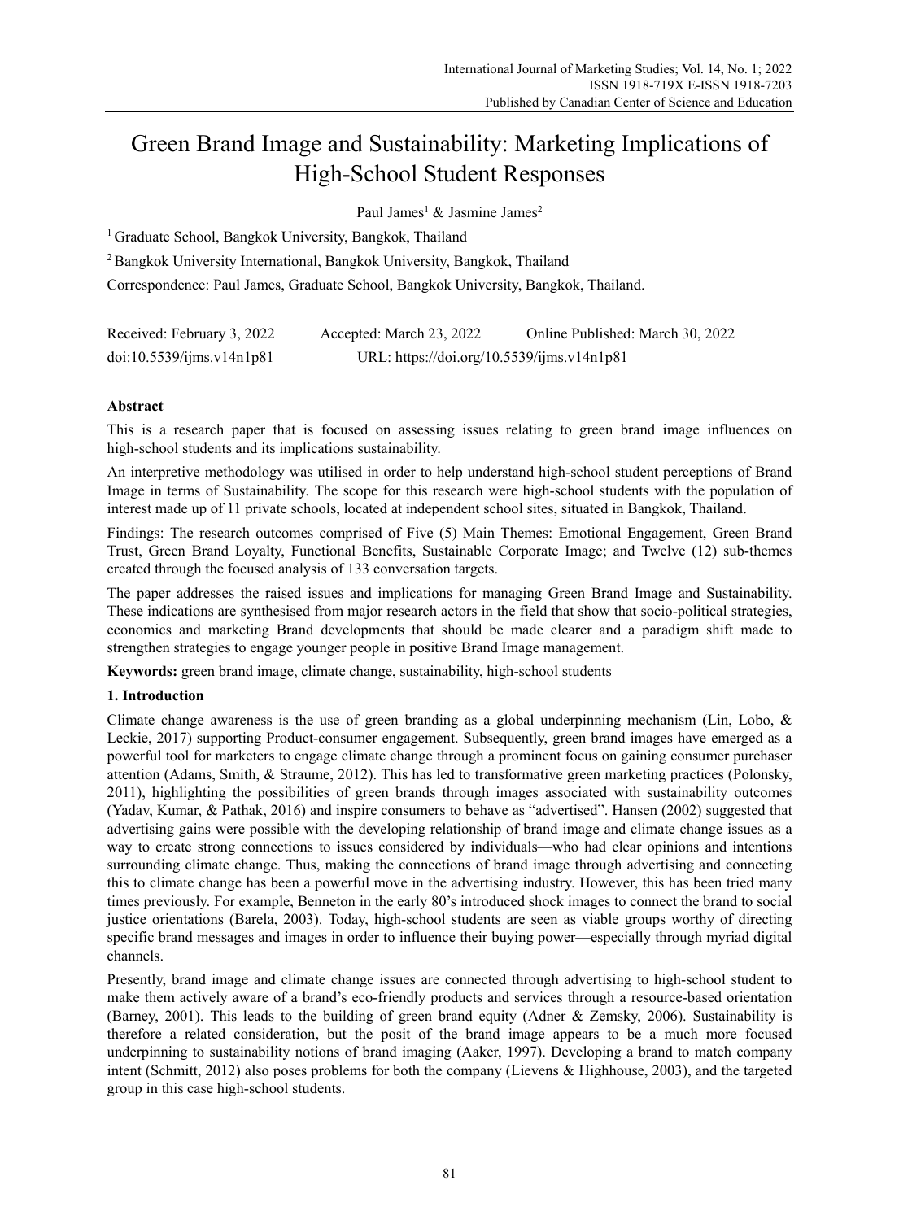# Green Brand Image and Sustainability: Marketing Implications of High-School Student Responses

Paul James[1] & Jasmine James[2]

[1] Graduate School, Bangkok University, Bangkok, Thailand

[2] Bangkok University International, Bangkok University, Bangkok, Thailand

Correspondence: Paul James, Graduate School, Bangkok University, Bangkok, Thailand.

Received: February 3, 2022 Accepted: March 23, 2022 Online Published: March 30, 2022

doi:10.5539/ijms.v14n1p81 URL: https://doi.org/10.5539/ijms.v14n1p81

## Abstract

This is a research paper that is focused on assessing issues relating to green brand image influences on high-school students and its implications sustainability.

An interpretive methodology was utilised in order to help understand high-school student perceptions of Brand Image in terms of Sustainability. The scope for this research were high-school students with the population of interest made up of 11 private schools, located at independent school sites, situated in Bangkok, Thailand.

Findings: The research outcomes comprised of Five (5) Main Themes: Emotional Engagement, Green Brand Trust, Green Brand Loyalty, Functional Benefits, Sustainable Corporate Image; and Twelve (12) sub-themes created through the focused analysis of 133 conversation targets.

The paper addresses the raised issues and implications for managing Green Brand Image and Sustainability. These indications are synthesised from major research actors in the field that show that socio-political strategies, economics and marketing Brand developments that should be made clearer and a paradigm shift made to strengthen strategies to engage younger people in positive Brand Image management.

**Keywords:** green brand image, climate change, sustainability, high-school students

## 1. Introduction

Climate change awareness is the use of green branding as a global underpinning mechanism (Lin, Lobo, & Leckie, 2017) supporting Product-consumer engagement. Subsequently, green brand images have emerged as a powerful tool for marketers to engage climate change through a prominent focus on gaining consumer purchaser attention (Adams, Smith, & Straume, 2012). This has led to transformative green marketing practices (Polonsky, 2011), highlighting the possibilities of green brands through images associated with sustainability outcomes (Yadav, Kumar, & Pathak, 2016) and inspire consumers to behave as "advertised". Hansen (2002) suggested that advertising gains were possible with the developing relationship of brand image and climate change issues as a way to create strong connections to issues considered by individuals—who had clear opinions and intentions surrounding climate change. Thus, making the connections of brand image through advertising and connecting this to climate change has been a powerful move in the advertising industry. However, this has been tried many times previously. For example, Benneton in the early 80's introduced shock images to connect the brand to social justice orientations (Barela, 2003). Today, high-school students are seen as viable groups worthy of directing specific brand messages and images in order to influence their buying power—especially through myriad digital channels.

Presently, brand image and climate change issues are connected through advertising to high-school student to make them actively aware of a brand's eco-friendly products and services through a resource-based orientation (Barney, 2001). This leads to the building of green brand equity (Adner & Zemsky, 2006). Sustainability is therefore a related consideration, but the posit of the brand image appears to be a much more focused underpinning to sustainability notions of brand imaging (Aaker, 1997). Developing a brand to match company intent (Schmitt, 2012) also poses problems for both the company (Lievens & Highhouse, 2003), and the targeted group in this case high-school students.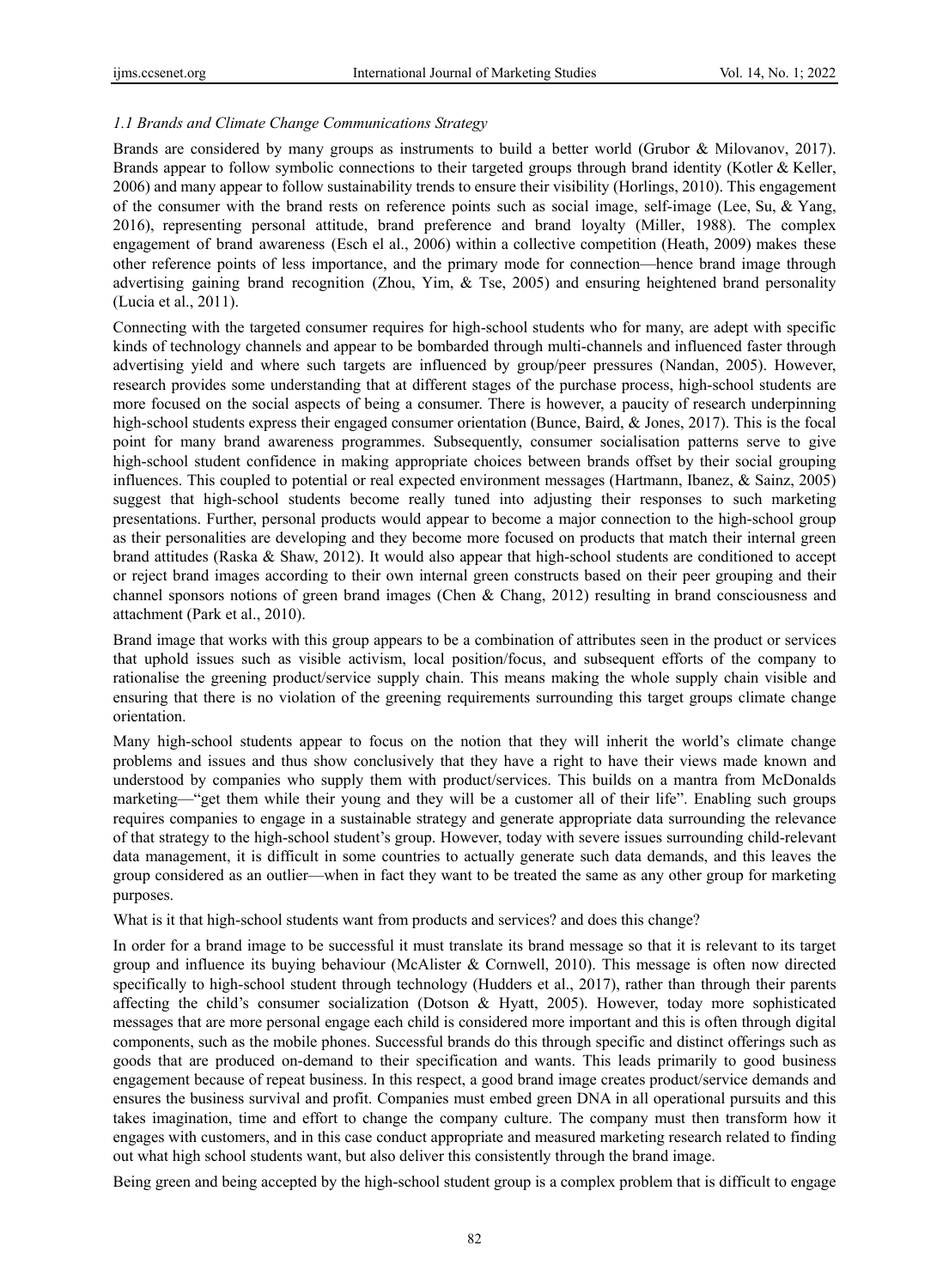### *1.1 Brands and Climate Change Communications Strategy*

Brands are considered by many groups as instruments to build a better world (Grubor & Milovanov, 2017). Brands appear to follow symbolic connections to their targeted groups through brand identity (Kotler & Keller, 2006) and many appear to follow sustainability trends to ensure their visibility (Horlings, 2010). This engagement of the consumer with the brand rests on reference points such as social image, self-image (Lee, Su, & Yang, 2016), representing personal attitude, brand preference and brand loyalty (Miller, 1988). The complex engagement of brand awareness (Esch el al., 2006) within a collective competition (Heath, 2009) makes these other reference points of less importance, and the primary mode for connection—hence brand image through advertising gaining brand recognition (Zhou, Yim, & Tse, 2005) and ensuring heightened brand personality (Lucia et al., 2011).

Connecting with the targeted consumer requires for high-school students who for many, are adept with specific kinds of technology channels and appear to be bombarded through multi-channels and influenced faster through advertising yield and where such targets are influenced by group/peer pressures (Nandan, 2005). However, research provides some understanding that at different stages of the purchase process, high-school students are more focused on the social aspects of being a consumer. There is however, a paucity of research underpinning high-school students express their engaged consumer orientation (Bunce, Baird, & Jones, 2017). This is the focal point for many brand awareness programmes. Subsequently, consumer socialisation patterns serve to give high-school student confidence in making appropriate choices between brands offset by their social grouping influences. This coupled to potential or real expected environment messages (Hartmann, Ibanez, & Sainz, 2005) suggest that high-school students become really tuned into adjusting their responses to such marketing presentations. Further, personal products would appear to become a major connection to the high-school group as their personalities are developing and they become more focused on products that match their internal green brand attitudes (Raska & Shaw, 2012). It would also appear that high-school students are conditioned to accept or reject brand images according to their own internal green constructs based on their peer grouping and their channel sponsors notions of green brand images (Chen & Chang, 2012) resulting in brand consciousness and attachment (Park et al., 2010).

Brand image that works with this group appears to be a combination of attributes seen in the product or services that uphold issues such as visible activism, local position/focus, and subsequent efforts of the company to rationalise the greening product/service supply chain. This means making the whole supply chain visible and ensuring that there is no violation of the greening requirements surrounding this target groups climate change orientation.

Many high-school students appear to focus on the notion that they will inherit the world's climate change problems and issues and thus show conclusively that they have a right to have their views made known and understood by companies who supply them with product/services. This builds on a mantra from McDonalds marketing—"get them while their young and they will be a customer all of their life". Enabling such groups requires companies to engage in a sustainable strategy and generate appropriate data surrounding the relevance of that strategy to the high-school student's group. However, today with severe issues surrounding child-relevant data management, it is difficult in some countries to actually generate such data demands, and this leaves the group considered as an outlier—when in fact they want to be treated the same as any other group for marketing purposes.

What is it that high-school students want from products and services? and does this change?

In order for a brand image to be successful it must translate its brand message so that it is relevant to its target group and influence its buying behaviour (McAlister & Cornwell, 2010). This message is often now directed specifically to high-school student through technology (Hudders et al., 2017), rather than through their parents affecting the child's consumer socialization (Dotson & Hyatt, 2005). However, today more sophisticated messages that are more personal engage each child is considered more important and this is often through digital components, such as the mobile phones. Successful brands do this through specific and distinct offerings such as goods that are produced on-demand to their specification and wants. This leads primarily to good business engagement because of repeat business. In this respect, a good brand image creates product/service demands and ensures the business survival and profit. Companies must embed green DNA in all operational pursuits and this takes imagination, time and effort to change the company culture. The company must then transform how it engages with customers, and in this case conduct appropriate and measured marketing research related to finding out what high school students want, but also deliver this consistently through the brand image.

Being green and being accepted by the high-school student group is a complex problem that is difficult to engage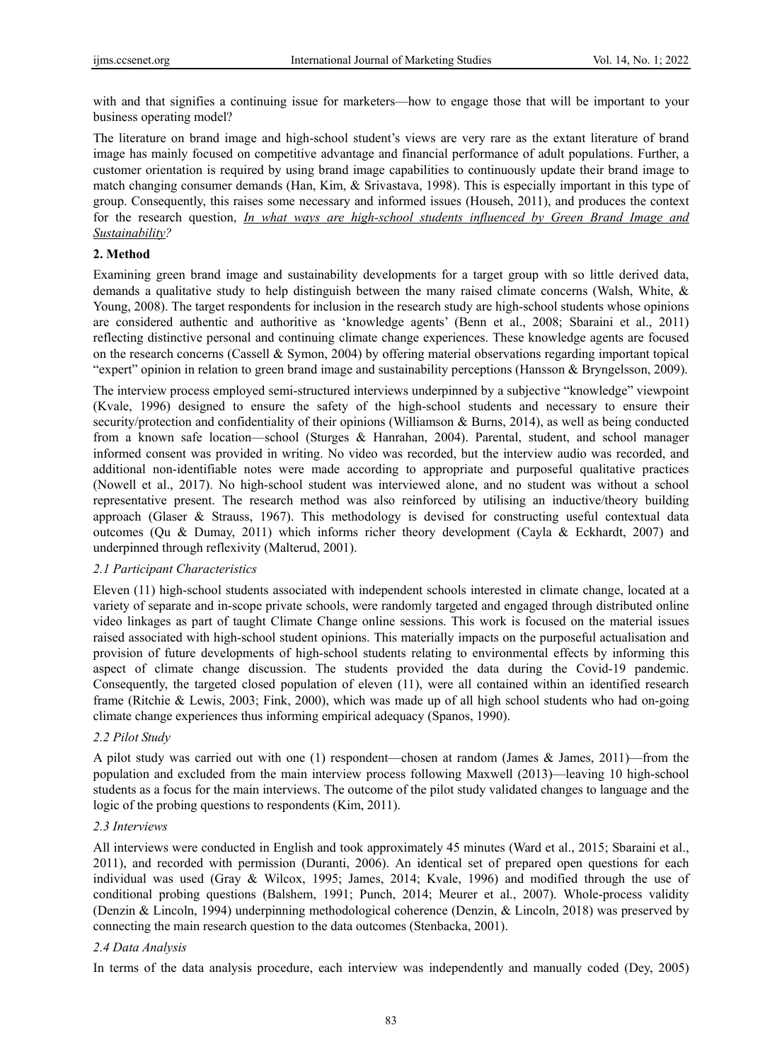with and that signifies a continuing issue for marketers—how to engage those that will be important to your business operating model?

The literature on brand image and high-school student's views are very rare as the extant literature of brand image has mainly focused on competitive advantage and financial performance of adult populations. Further, a customer orientation is required by using brand image capabilities to continuously update their brand image to match changing consumer demands (Han, Kim, & Srivastava, 1998). This is especially important in this type of group. Consequently, this raises some necessary and informed issues (Househ, 2011), and produces the context for the research question, ***In what ways are high-school students influenced by Green Brand Image and Sustainability?***

## 2. Method

Examining green brand image and sustainability developments for a target group with so little derived data, demands a qualitative study to help distinguish between the many raised climate concerns (Walsh, White, & Young, 2008). The target respondents for inclusion in the research study are high-school students whose opinions are considered authentic and authoritive as 'knowledge agents' (Benn et al., 2008; Sbaraini et al., 2011) reflecting distinctive personal and continuing climate change experiences. These knowledge agents are focused on the research concerns (Cassell & Symon, 2004) by offering material observations regarding important topical "expert" opinion in relation to green brand image and sustainability perceptions (Hansson & Bryngelsson, 2009).

The interview process employed semi-structured interviews underpinned by a subjective "knowledge" viewpoint (Kvale, 1996) designed to ensure the safety of the high-school students and necessary to ensure their security/protection and confidentiality of their opinions (Williamson & Burns, 2014), as well as being conducted from a known safe location—school (Sturges & Hanrahan, 2004). Parental, student, and school manager informed consent was provided in writing. No video was recorded, but the interview audio was recorded, and additional non-identifiable notes were made according to appropriate and purposeful qualitative practices (Nowell et al., 2017). No high-school student was interviewed alone, and no student was without a school representative present. The research method was also reinforced by utilising an inductive/theory building approach (Glaser & Strauss, 1967). This methodology is devised for constructing useful contextual data outcomes (Qu & Dumay, 2011) which informs richer theory development (Cayla & Eckhardt, 2007) and underpinned through reflexivity (Malterud, 2001).

### *2.1 Participant Characteristics*

Eleven (11) high-school students associated with independent schools interested in climate change, located at a variety of separate and in-scope private schools, were randomly targeted and engaged through distributed online video linkages as part of taught Climate Change online sessions. This work is focused on the material issues raised associated with high-school student opinions. This materially impacts on the purposeful actualisation and provision of future developments of high-school students relating to environmental effects by informing this aspect of climate change discussion. The students provided the data during the Covid-19 pandemic. Consequently, the targeted closed population of eleven (11), were all contained within an identified research frame (Ritchie & Lewis, 2003; Fink, 2000), which was made up of all high school students who had on-going climate change experiences thus informing empirical adequacy (Spanos, 1990).

### *2.2 Pilot Study*

A pilot study was carried out with one (1) respondent—chosen at random (James & James, 2011)—from the population and excluded from the main interview process following Maxwell (2013)—leaving 10 high-school students as a focus for the main interviews. The outcome of the pilot study validated changes to language and the logic of the probing questions to respondents (Kim, 2011).

### *2.3 Interviews*

All interviews were conducted in English and took approximately 45 minutes (Ward et al., 2015; Sbaraini et al., 2011), and recorded with permission (Duranti, 2006). An identical set of prepared open questions for each individual was used (Gray & Wilcox, 1995; James, 2014; Kvale, 1996) and modified through the use of conditional probing questions (Balshem, 1991; Punch, 2014; Meurer et al., 2007). Whole-process validity (Denzin & Lincoln, 1994) underpinning methodological coherence (Denzin, & Lincoln, 2018) was preserved by connecting the main research question to the data outcomes (Stenbacka, 2001).

### *2.4 Data Analysis*

In terms of the data analysis procedure, each interview was independently and manually coded (Dey, 2005)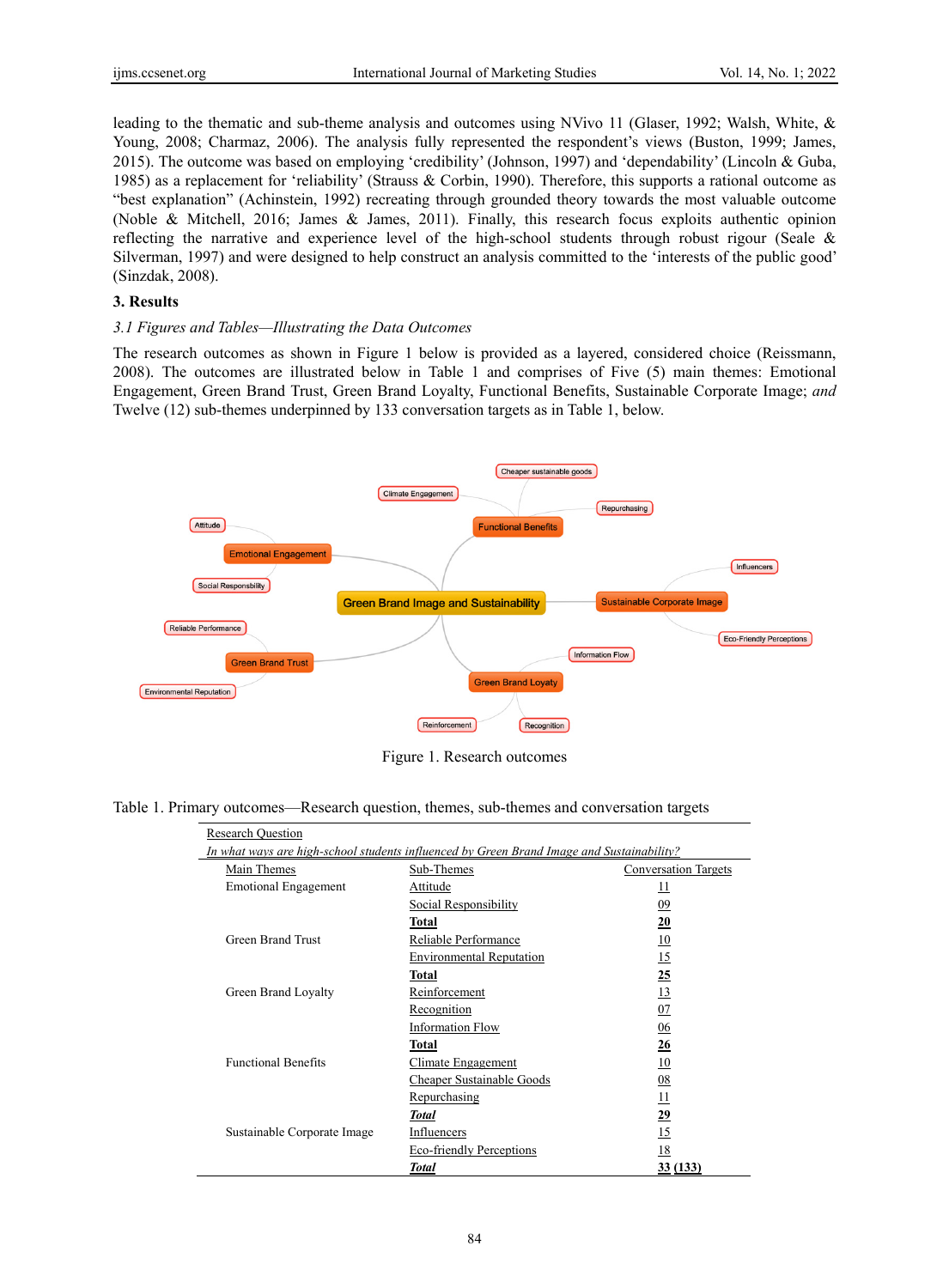leading to the thematic and sub-theme analysis and outcomes using NVivo 11 (Glaser, 1992; Walsh, White, & Young, 2008; Charmaz, 2006). The analysis fully represented the respondent's views (Buston, 1999; James, 2015). The outcome was based on employing 'credibility' (Johnson, 1997) and 'dependability' (Lincoln & Guba, 1985) as a replacement for 'reliability' (Strauss & Corbin, 1990). Therefore, this supports a rational outcome as "best explanation" (Achinstein, 1992) recreating through grounded theory towards the most valuable outcome (Noble & Mitchell, 2016; James & James, 2011). Finally, this research focus exploits authentic opinion reflecting the narrative and experience level of the high-school students through robust rigour (Seale & Silverman, 1997) and were designed to help construct an analysis committed to the 'interests of the public good' (Sinzdak, 2008).

## 3. Results

### *3.1 Figures and Tables—Illustrating the Data Outcomes*

The research outcomes as shown in Figure 1 below is provided as a layered, considered choice (Reissmann, 2008). The outcomes are illustrated below in Table 1 and comprises of Five (5) main themes: Emotional Engagement, Green Brand Trust, Green Brand Loyalty, Functional Benefits, Sustainable Corporate Image; *and* Twelve (12) sub-themes underpinned by 133 conversation targets as in Table 1, below.

Figure 1. Research outcomes

Table 1. Primary outcomes—Research question, themes, sub-themes and conversation targets

| Research Question | | |
|---|---|---|
| *In what ways are high-school students influenced by Green Brand Image and Sustainability?* | | |
| Main Themes | Sub-Themes | Conversation Targets |
| Emotional Engagement | Attitude | 11 |
| | Social Responsibility | 09 |
| | **Total** | **20** |
| Green Brand Trust | Reliable Performance | 10 |
| | Environmental Reputation | 15 |
| | **Total** | **25** |
| Green Brand Loyalty | Reinforcement | 13 |
| | Recognition | 07 |
| | Information Flow | 06 |
| | **Total** | **26** |
| Functional Benefits | Climate Engagement | 10 |
| | Cheaper Sustainable Goods | 08 |
| | Repurchasing | 11 |
| | ***Total*** | **29** |
| Sustainable Corporate Image | Influencers | 15 |
| | Eco-friendly Perceptions | 18 |
| | ***Total*** | **33 (133)** |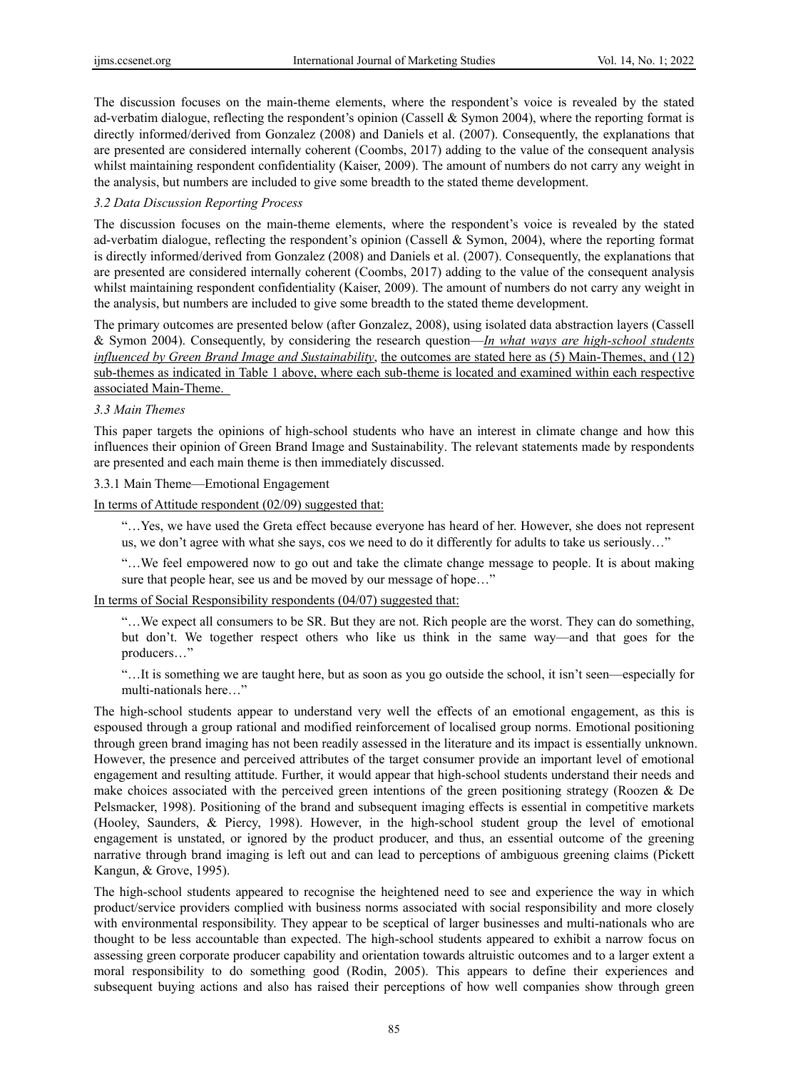The discussion focuses on the main-theme elements, where the respondent's voice is revealed by the stated ad-verbatim dialogue, reflecting the respondent's opinion (Cassell & Symon 2004), where the reporting format is directly informed/derived from Gonzalez (2008) and Daniels et al. (2007). Consequently, the explanations that are presented are considered internally coherent (Coombs, 2017) adding to the value of the consequent analysis whilst maintaining respondent confidentiality (Kaiser, 2009). The amount of numbers do not carry any weight in the analysis, but numbers are included to give some breadth to the stated theme development.

### *3.2 Data Discussion Reporting Process*

The discussion focuses on the main-theme elements, where the respondent's voice is revealed by the stated ad-verbatim dialogue, reflecting the respondent's opinion (Cassell & Symon, 2004), where the reporting format is directly informed/derived from Gonzalez (2008) and Daniels et al. (2007). Consequently, the explanations that are presented are considered internally coherent (Coombs, 2017) adding to the value of the consequent analysis whilst maintaining respondent confidentiality (Kaiser, 2009). The amount of numbers do not carry any weight in the analysis, but numbers are included to give some breadth to the stated theme development.

The primary outcomes are presented below (after Gonzalez, 2008), using isolated data abstraction layers (Cassell & Symon 2004). Consequently, by considering the research question—*In what ways are high-school students influenced by Green Brand Image and Sustainability*, the outcomes are stated here as (5) Main-Themes, and (12) sub-themes as indicated in Table 1 above, where each sub-theme is located and examined within each respective associated Main-Theme.

### *3.3 Main Themes*

This paper targets the opinions of high-school students who have an interest in climate change and how this influences their opinion of Green Brand Image and Sustainability. The relevant statements made by respondents are presented and each main theme is then immediately discussed.

#### 3.3.1 Main Theme—Emotional Engagement

In terms of Attitude respondent (02/09) suggested that:

> "…Yes, we have used the Greta effect because everyone has heard of her. However, she does not represent us, we don't agree with what she says, cos we need to do it differently for adults to take us seriously…"
>
> "…We feel empowered now to go out and take the climate change message to people. It is about making sure that people hear, see us and be moved by our message of hope…"

In terms of Social Responsibility respondents (04/07) suggested that:

> "…We expect all consumers to be SR. But they are not. Rich people are the worst. They can do something, but don't. We together respect others who like us think in the same way—and that goes for the producers…"
>
> "…It is something we are taught here, but as soon as you go outside the school, it isn't seen—especially for multi-nationals here…"

The high-school students appear to understand very well the effects of an emotional engagement, as this is espoused through a group rational and modified reinforcement of localised group norms. Emotional positioning through green brand imaging has not been readily assessed in the literature and its impact is essentially unknown. However, the presence and perceived attributes of the target consumer provide an important level of emotional engagement and resulting attitude. Further, it would appear that high-school students understand their needs and make choices associated with the perceived green intentions of the green positioning strategy (Roozen & De Pelsmacker, 1998). Positioning of the brand and subsequent imaging effects is essential in competitive markets (Hooley, Saunders, & Piercy, 1998). However, in the high-school student group the level of emotional engagement is unstated, or ignored by the product producer, and thus, an essential outcome of the greening narrative through brand imaging is left out and can lead to perceptions of ambiguous greening claims (Pickett Kangun, & Grove, 1995).

The high-school students appeared to recognise the heightened need to see and experience the way in which product/service providers complied with business norms associated with social responsibility and more closely with environmental responsibility. They appear to be sceptical of larger businesses and multi-nationals who are thought to be less accountable than expected. The high-school students appeared to exhibit a narrow focus on assessing green corporate producer capability and orientation towards altruistic outcomes and to a larger extent a moral responsibility to do something good (Rodin, 2005). This appears to define their experiences and subsequent buying actions and also has raised their perceptions of how well companies show through green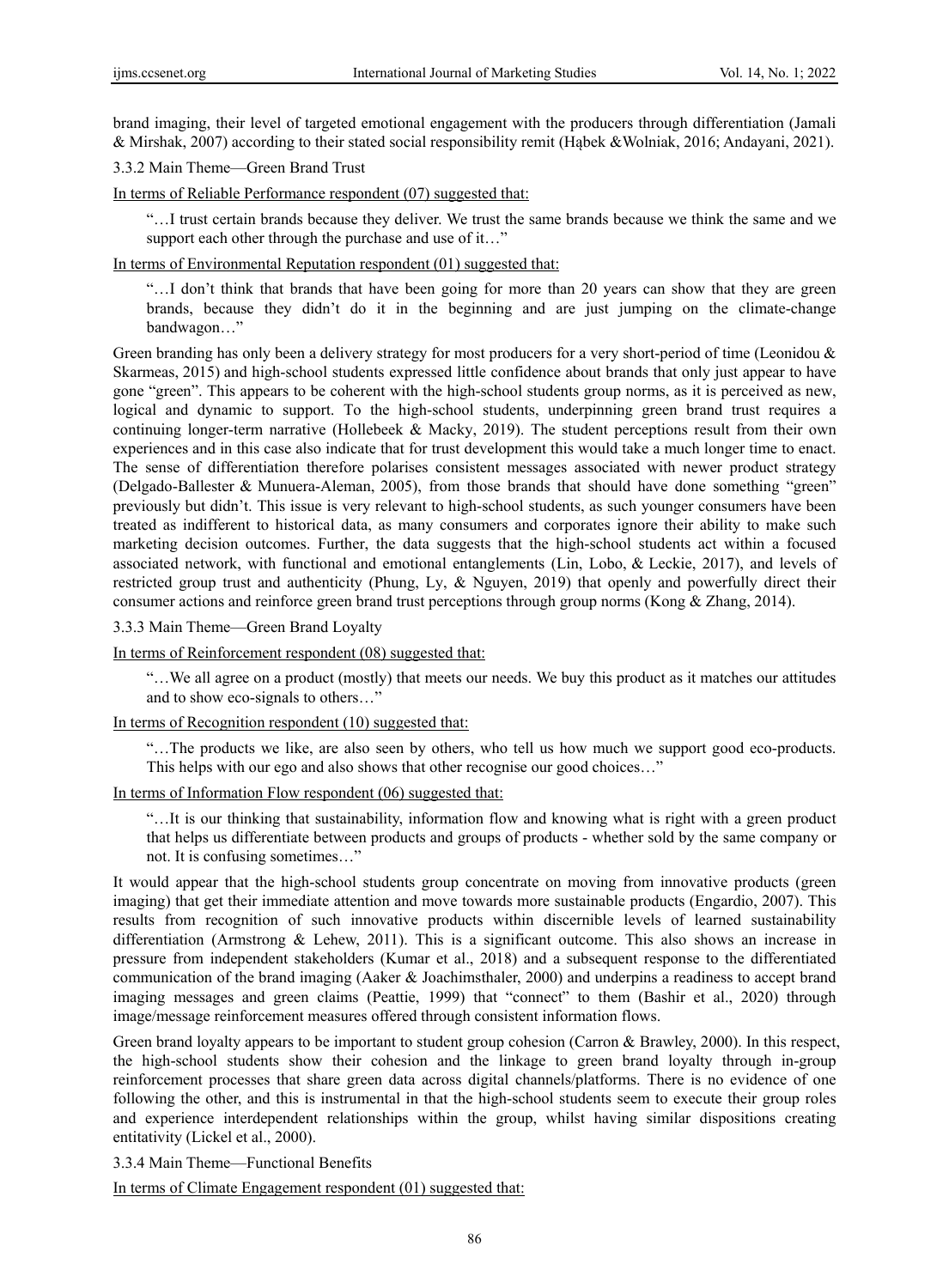brand imaging, their level of targeted emotional engagement with the producers through differentiation (Jamali & Mirshak, 2007) according to their stated social responsibility remit (Hąbek &Wolniak, 2016; Andayani, 2021).

### 3.3.2 Main Theme—Green Brand Trust

In terms of Reliable Performance respondent (07) suggested that:

> "…I trust certain brands because they deliver. We trust the same brands because we think the same and we support each other through the purchase and use of it…"

In terms of Environmental Reputation respondent (01) suggested that:

> "…I don't think that brands that have been going for more than 20 years can show that they are green brands, because they didn't do it in the beginning and are just jumping on the climate-change bandwagon…"

Green branding has only been a delivery strategy for most producers for a very short-period of time (Leonidou & Skarmeas, 2015) and high-school students expressed little confidence about brands that only just appear to have gone "green". This appears to be coherent with the high-school students group norms, as it is perceived as new, logical and dynamic to support. To the high-school students, underpinning green brand trust requires a continuing longer-term narrative (Hollebeek & Macky, 2019). The student perceptions result from their own experiences and in this case also indicate that for trust development this would take a much longer time to enact. The sense of differentiation therefore polarises consistent messages associated with newer product strategy (Delgado-Ballester & Munuera-Aleman, 2005), from those brands that should have done something "green" previously but didn't. This issue is very relevant to high-school students, as such younger consumers have been treated as indifferent to historical data, as many consumers and corporates ignore their ability to make such marketing decision outcomes. Further, the data suggests that the high-school students act within a focused associated network, with functional and emotional entanglements (Lin, Lobo, & Leckie, 2017), and levels of restricted group trust and authenticity (Phung, Ly, & Nguyen, 2019) that openly and powerfully direct their consumer actions and reinforce green brand trust perceptions through group norms (Kong & Zhang, 2014).

### 3.3.3 Main Theme—Green Brand Loyalty

In terms of Reinforcement respondent (08) suggested that:

> "…We all agree on a product (mostly) that meets our needs. We buy this product as it matches our attitudes and to show eco-signals to others…"

In terms of Recognition respondent (10) suggested that:

> "…The products we like, are also seen by others, who tell us how much we support good eco-products. This helps with our ego and also shows that other recognise our good choices…"

In terms of Information Flow respondent (06) suggested that:

> "…It is our thinking that sustainability, information flow and knowing what is right with a green product that helps us differentiate between products and groups of products - whether sold by the same company or not. It is confusing sometimes…"

It would appear that the high-school students group concentrate on moving from innovative products (green imaging) that get their immediate attention and move towards more sustainable products (Engardio, 2007). This results from recognition of such innovative products within discernible levels of learned sustainability differentiation (Armstrong & Lehew, 2011). This is a significant outcome. This also shows an increase in pressure from independent stakeholders (Kumar et al., 2018) and a subsequent response to the differentiated communication of the brand imaging (Aaker & Joachimsthaler, 2000) and underpins a readiness to accept brand imaging messages and green claims (Peattie, 1999) that "connect" to them (Bashir et al., 2020) through image/message reinforcement measures offered through consistent information flows.

Green brand loyalty appears to be important to student group cohesion (Carron & Brawley, 2000). In this respect, the high-school students show their cohesion and the linkage to green brand loyalty through in-group reinforcement processes that share green data across digital channels/platforms. There is no evidence of one following the other, and this is instrumental in that the high-school students seem to execute their group roles and experience interdependent relationships within the group, whilst having similar dispositions creating entitativity (Lickel et al., 2000).

### 3.3.4 Main Theme—Functional Benefits

In terms of Climate Engagement respondent (01) suggested that: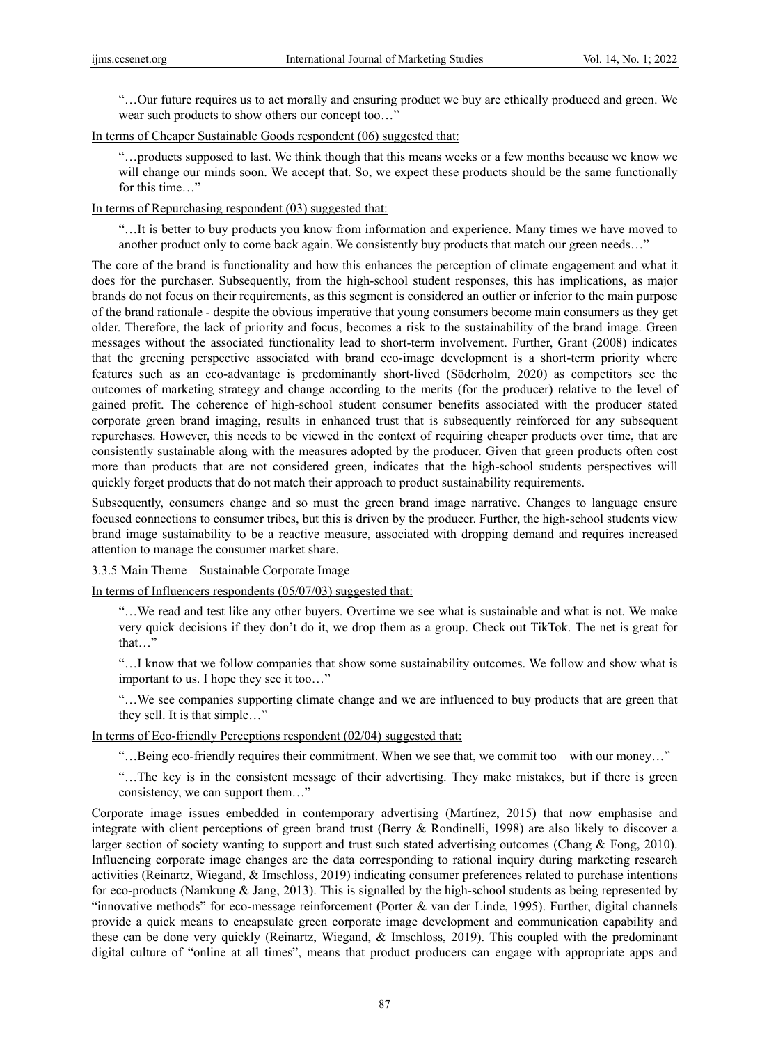> "…Our future requires us to act morally and ensuring product we buy are ethically produced and green. We wear such products to show others our concept too…"

In terms of Cheaper Sustainable Goods respondent (06) suggested that:

> "…products supposed to last. We think though that this means weeks or a few months because we know we will change our minds soon. We accept that. So, we expect these products should be the same functionally for this time…"

In terms of Repurchasing respondent (03) suggested that:

> "…It is better to buy products you know from information and experience. Many times we have moved to another product only to come back again. We consistently buy products that match our green needs…"

The core of the brand is functionality and how this enhances the perception of climate engagement and what it does for the purchaser. Subsequently, from the high-school student responses, this has implications, as major brands do not focus on their requirements, as this segment is considered an outlier or inferior to the main purpose of the brand rationale - despite the obvious imperative that young consumers become main consumers as they get older. Therefore, the lack of priority and focus, becomes a risk to the sustainability of the brand image. Green messages without the associated functionality lead to short-term involvement. Further, Grant (2008) indicates that the greening perspective associated with brand eco-image development is a short-term priority where features such as an eco-advantage is predominantly short-lived (Söderholm, 2020) as competitors see the outcomes of marketing strategy and change according to the merits (for the producer) relative to the level of gained profit. The coherence of high-school student consumer benefits associated with the producer stated corporate green brand imaging, results in enhanced trust that is subsequently reinforced for any subsequent repurchases. However, this needs to be viewed in the context of requiring cheaper products over time, that are consistently sustainable along with the measures adopted by the producer. Given that green products often cost more than products that are not considered green, indicates that the high-school students perspectives will quickly forget products that do not match their approach to product sustainability requirements.

Subsequently, consumers change and so must the green brand image narrative. Changes to language ensure focused connections to consumer tribes, but this is driven by the producer. Further, the high-school students view brand image sustainability to be a reactive measure, associated with dropping demand and requires increased attention to manage the consumer market share.

#### 3.3.5 Main Theme—Sustainable Corporate Image

In terms of Influencers respondents (05/07/03) suggested that:

> "…We read and test like any other buyers. Overtime we see what is sustainable and what is not. We make very quick decisions if they don't do it, we drop them as a group. Check out TikTok. The net is great for that…"

> "…I know that we follow companies that show some sustainability outcomes. We follow and show what is important to us. I hope they see it too…"

> "…We see companies supporting climate change and we are influenced to buy products that are green that they sell. It is that simple…"

In terms of Eco-friendly Perceptions respondent (02/04) suggested that:

> "…Being eco-friendly requires their commitment. When we see that, we commit too—with our money…"

> "…The key is in the consistent message of their advertising. They make mistakes, but if there is green consistency, we can support them…"

Corporate image issues embedded in contemporary advertising (Martínez, 2015) that now emphasise and integrate with client perceptions of green brand trust (Berry & Rondinelli, 1998) are also likely to discover a larger section of society wanting to support and trust such stated advertising outcomes (Chang & Fong, 2010). Influencing corporate image changes are the data corresponding to rational inquiry during marketing research activities (Reinartz, Wiegand, & Imschloss, 2019) indicating consumer preferences related to purchase intentions for eco-products (Namkung & Jang, 2013). This is signalled by the high-school students as being represented by "innovative methods" for eco-message reinforcement (Porter & van der Linde, 1995). Further, digital channels provide a quick means to encapsulate green corporate image development and communication capability and these can be done very quickly (Reinartz, Wiegand, & Imschloss, 2019). This coupled with the predominant digital culture of "online at all times", means that product producers can engage with appropriate apps and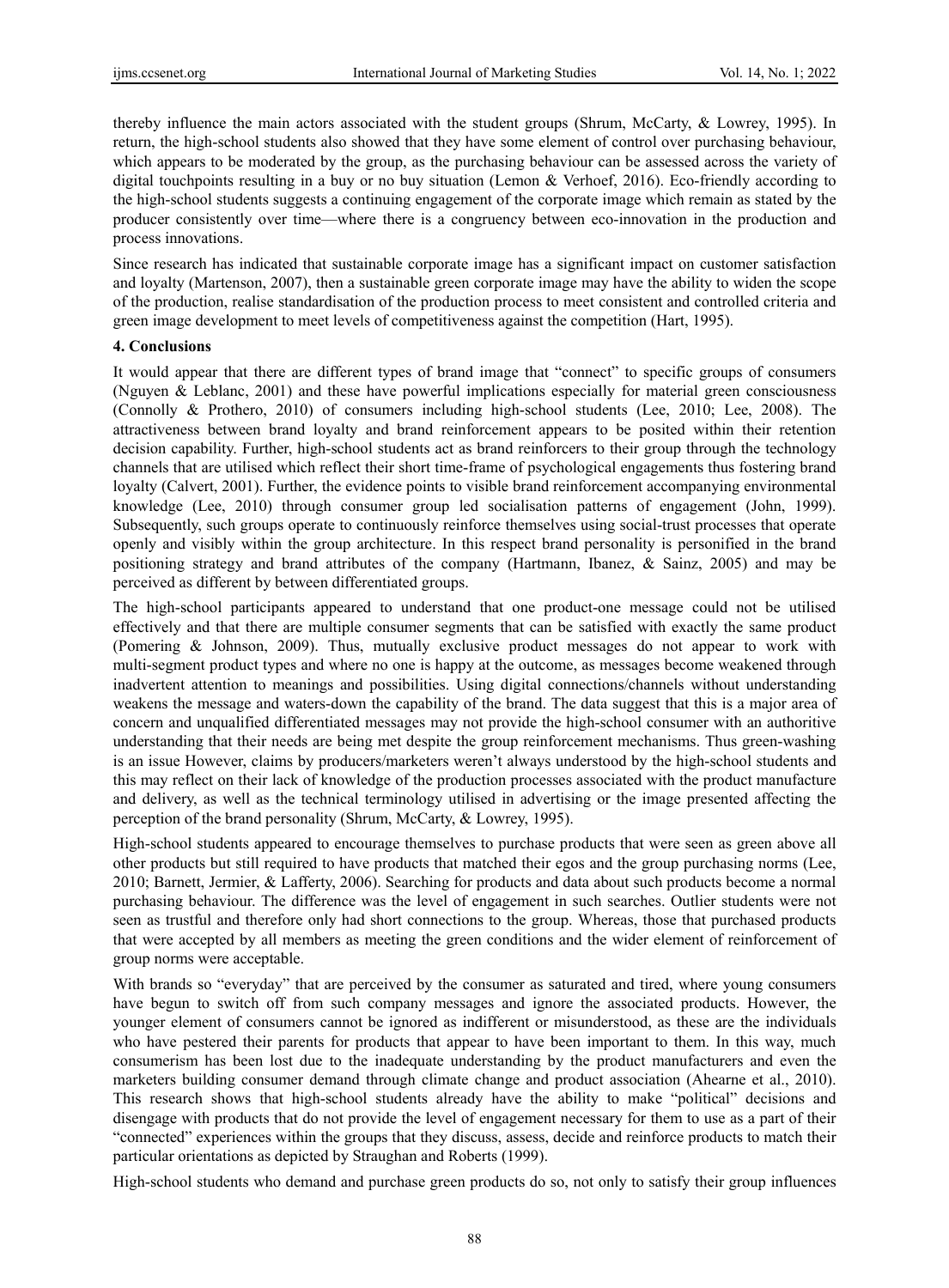thereby influence the main actors associated with the student groups (Shrum, McCarty, & Lowrey, 1995). In return, the high-school students also showed that they have some element of control over purchasing behaviour, which appears to be moderated by the group, as the purchasing behaviour can be assessed across the variety of digital touchpoints resulting in a buy or no buy situation (Lemon & Verhoef, 2016). Eco-friendly according to the high-school students suggests a continuing engagement of the corporate image which remain as stated by the producer consistently over time—where there is a congruency between eco-innovation in the production and process innovations.

Since research has indicated that sustainable corporate image has a significant impact on customer satisfaction and loyalty (Martenson, 2007), then a sustainable green corporate image may have the ability to widen the scope of the production, realise standardisation of the production process to meet consistent and controlled criteria and green image development to meet levels of competitiveness against the competition (Hart, 1995).

## 4. Conclusions

It would appear that there are different types of brand image that "connect" to specific groups of consumers (Nguyen & Leblanc, 2001) and these have powerful implications especially for material green consciousness (Connolly & Prothero, 2010) of consumers including high-school students (Lee, 2010; Lee, 2008). The attractiveness between brand loyalty and brand reinforcement appears to be posited within their retention decision capability. Further, high-school students act as brand reinforcers to their group through the technology channels that are utilised which reflect their short time-frame of psychological engagements thus fostering brand loyalty (Calvert, 2001). Further, the evidence points to visible brand reinforcement accompanying environmental knowledge (Lee, 2010) through consumer group led socialisation patterns of engagement (John, 1999). Subsequently, such groups operate to continuously reinforce themselves using social-trust processes that operate openly and visibly within the group architecture. In this respect brand personality is personified in the brand positioning strategy and brand attributes of the company (Hartmann, Ibanez, & Sainz, 2005) and may be perceived as different by between differentiated groups.

The high-school participants appeared to understand that one product-one message could not be utilised effectively and that there are multiple consumer segments that can be satisfied with exactly the same product (Pomering & Johnson, 2009). Thus, mutually exclusive product messages do not appear to work with multi-segment product types and where no one is happy at the outcome, as messages become weakened through inadvertent attention to meanings and possibilities. Using digital connections/channels without understanding weakens the message and waters-down the capability of the brand. The data suggest that this is a major area of concern and unqualified differentiated messages may not provide the high-school consumer with an authoritive understanding that their needs are being met despite the group reinforcement mechanisms. Thus green-washing is an issue However, claims by producers/marketers weren't always understood by the high-school students and this may reflect on their lack of knowledge of the production processes associated with the product manufacture and delivery, as well as the technical terminology utilised in advertising or the image presented affecting the perception of the brand personality (Shrum, McCarty, & Lowrey, 1995).

High-school students appeared to encourage themselves to purchase products that were seen as green above all other products but still required to have products that matched their egos and the group purchasing norms (Lee, 2010; Barnett, Jermier, & Lafferty, 2006). Searching for products and data about such products become a normal purchasing behaviour. The difference was the level of engagement in such searches. Outlier students were not seen as trustful and therefore only had short connections to the group. Whereas, those that purchased products that were accepted by all members as meeting the green conditions and the wider element of reinforcement of group norms were acceptable.

With brands so "everyday" that are perceived by the consumer as saturated and tired, where young consumers have begun to switch off from such company messages and ignore the associated products. However, the younger element of consumers cannot be ignored as indifferent or misunderstood, as these are the individuals who have pestered their parents for products that appear to have been important to them. In this way, much consumerism has been lost due to the inadequate understanding by the product manufacturers and even the marketers building consumer demand through climate change and product association (Ahearne et al., 2010). This research shows that high-school students already have the ability to make "political" decisions and disengage with products that do not provide the level of engagement necessary for them to use as a part of their "connected" experiences within the groups that they discuss, assess, decide and reinforce products to match their particular orientations as depicted by Straughan and Roberts (1999).

High-school students who demand and purchase green products do so, not only to satisfy their group influences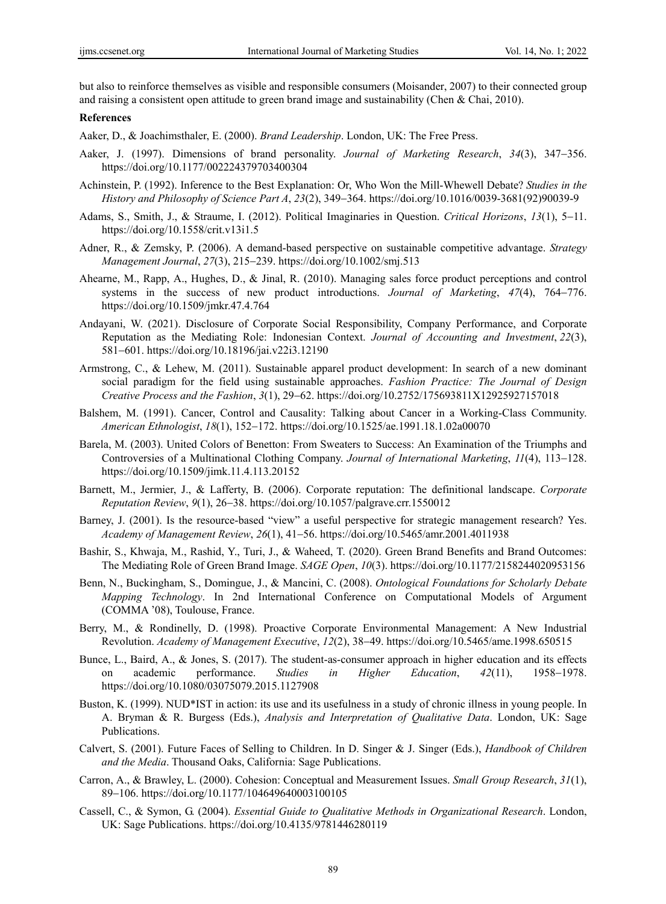but also to reinforce themselves as visible and responsible consumers (Moisander, 2007) to their connected group and raising a consistent open attitude to green brand image and sustainability (Chen & Chai, 2010).

**References**

Aaker, D., & Joachimsthaler, E. (2000). *Brand Leadership*. London, UK: The Free Press.

Aaker, J. (1997). Dimensions of brand personality. *Journal of Marketing Research*, *34*(3), 347–356. https://doi.org/10.1177/002224379703400304

Achinstein, P. (1992). Inference to the Best Explanation: Or, Who Won the Mill-Whewell Debate? *Studies in the History and Philosophy of Science Part A*, *23*(2), 349–364. https://doi.org/10.1016/0039-3681(92)90039-9

Adams, S., Smith, J., & Straume, I. (2012). Political Imaginaries in Question. *Critical Horizons*, *13*(1), 5–11. https://doi.org/10.1558/crit.v13i1.5

Adner, R., & Zemsky, P. (2006). A demand-based perspective on sustainable competitive advantage. *Strategy Management Journal*, *27*(3), 215–239. https://doi.org/10.1002/smj.513

Ahearne, M., Rapp, A., Hughes, D., & Jinal, R. (2010). Managing sales force product perceptions and control systems in the success of new product introductions. *Journal of Marketing*, *47*(4), 764–776. https://doi.org/10.1509/jmkr.47.4.764

Andayani, W. (2021). Disclosure of Corporate Social Responsibility, Company Performance, and Corporate Reputation as the Mediating Role: Indonesian Context. *Journal of Accounting and Investment*, *22*(3), 581–601. https://doi.org/10.18196/jai.v22i3.12190

Armstrong, C., & Lehew, M. (2011). Sustainable apparel product development: In search of a new dominant social paradigm for the field using sustainable approaches. *Fashion Practice: The Journal of Design Creative Process and the Fashion*, *3*(1), 29–62. https://doi.org/10.2752/175693811X12925927157018

Balshem, M. (1991). Cancer, Control and Causality: Talking about Cancer in a Working-Class Community. *American Ethnologist*, *18*(1), 152–172. https://doi.org/10.1525/ae.1991.18.1.02a00070

Barela, M. (2003). United Colors of Benetton: From Sweaters to Success: An Examination of the Triumphs and Controversies of a Multinational Clothing Company. *Journal of International Marketing*, *11*(4), 113–128. https://doi.org/10.1509/jimk.11.4.113.20152

Barnett, M., Jermier, J., & Lafferty, B. (2006). Corporate reputation: The definitional landscape. *Corporate Reputation Review*, *9*(1), 26–38. https://doi.org/10.1057/palgrave.crr.1550012

Barney, J. (2001). Is the resource-based "view" a useful perspective for strategic management research? Yes. *Academy of Management Review*, *26*(1), 41–56. https://doi.org/10.5465/amr.2001.4011938

Bashir, S., Khwaja, M., Rashid, Y., Turi, J., & Waheed, T. (2020). Green Brand Benefits and Brand Outcomes: The Mediating Role of Green Brand Image. *SAGE Open*, *10*(3). https://doi.org/10.1177/2158244020953156

Benn, N., Buckingham, S., Domingue, J., & Mancini, C. (2008). *Ontological Foundations for Scholarly Debate Mapping Technology*. In 2nd International Conference on Computational Models of Argument (COMMA '08), Toulouse, France.

Berry, M., & Rondinelly, D. (1998). Proactive Corporate Environmental Management: A New Industrial Revolution. *Academy of Management Executive*, *12*(2), 38–49. https://doi.org/10.5465/ame.1998.650515

Bunce, L., Baird, A., & Jones, S. (2017). The student-as-consumer approach in higher education and its effects on academic performance. *Studies in Higher Education*, *42*(11), 1958–1978. https://doi.org/10.1080/03075079.2015.1127908

Buston, K. (1999). NUD*IST in action: its use and its usefulness in a study of chronic illness in young people. In A. Bryman & R. Burgess (Eds.), *Analysis and Interpretation of Qualitative Data*. London, UK: Sage Publications.

Calvert, S. (2001). Future Faces of Selling to Children. In D. Singer & J. Singer (Eds.), *Handbook of Children and the Media*. Thousand Oaks, California: Sage Publications.

Carron, A., & Brawley, L. (2000). Cohesion: Conceptual and Measurement Issues. *Small Group Research*, *31*(1), 89–106. https://doi.org/10.1177/104649640003100105

Cassell, C., & Symon, G. (2004). *Essential Guide to Qualitative Methods in Organizational Research*. London, UK: Sage Publications. https://doi.org/10.4135/9781446280119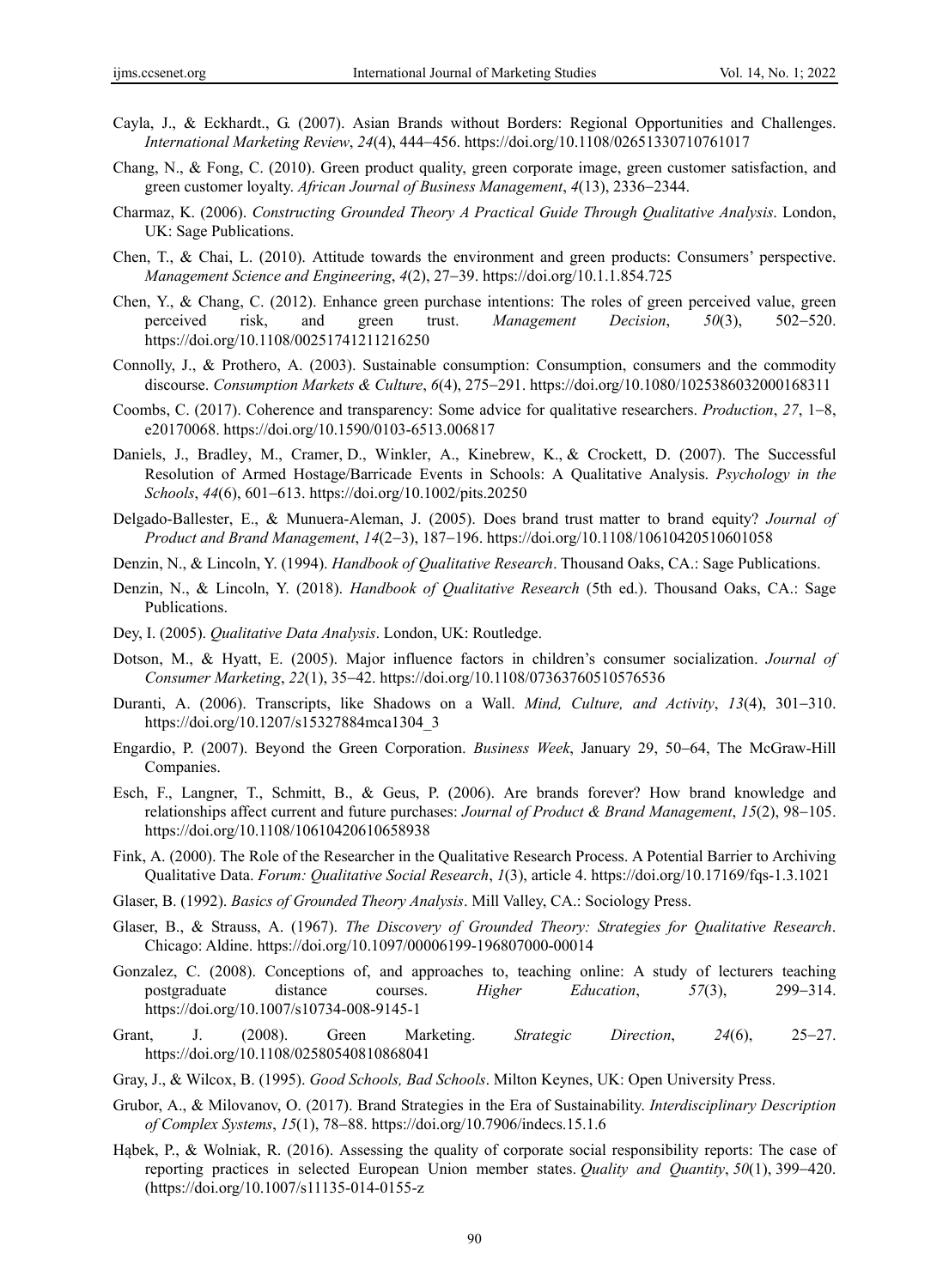Cayla, J., & Eckhardt., G. (2007). Asian Brands without Borders: Regional Opportunities and Challenges. *International Marketing Review*, *24*(4), 444–456. https://doi.org/10.1108/02651330710761017

Chang, N., & Fong, C. (2010). Green product quality, green corporate image, green customer satisfaction, and green customer loyalty. *African Journal of Business Management*, *4*(13), 2336–2344.

Charmaz, K. (2006). *Constructing Grounded Theory A Practical Guide Through Qualitative Analysis*. London, UK: Sage Publications.

Chen, T., & Chai, L. (2010). Attitude towards the environment and green products: Consumers' perspective. *Management Science and Engineering*, *4*(2), 27–39. https://doi.org/10.1.1.854.725

Chen, Y., & Chang, C. (2012). Enhance green purchase intentions: The roles of green perceived value, green perceived risk, and green trust. *Management Decision*, *50*(3), 502–520. https://doi.org/10.1108/00251741211216250

Connolly, J., & Prothero, A. (2003). Sustainable consumption: Consumption, consumers and the commodity discourse. *Consumption Markets & Culture*, *6*(4), 275–291. https://doi.org/10.1080/1025386032000168311

Coombs, C. (2017). Coherence and transparency: Some advice for qualitative researchers. *Production*, *27*, 1–8, e20170068. https://doi.org/10.1590/0103-6513.006817

Daniels, J., Bradley, M., Cramer, D., Winkler, A., Kinebrew, K., & Crockett, D. (2007). The Successful Resolution of Armed Hostage/Barricade Events in Schools: A Qualitative Analysis. *Psychology in the Schools*, *44*(6), 601–613. https://doi.org/10.1002/pits.20250

Delgado-Ballester, E., & Munuera-Aleman, J. (2005). Does brand trust matter to brand equity? *Journal of Product and Brand Management*, *14*(2–3), 187–196. https://doi.org/10.1108/10610420510601058

Denzin, N., & Lincoln, Y. (1994). *Handbook of Qualitative Research*. Thousand Oaks, CA.: Sage Publications.

Denzin, N., & Lincoln, Y. (2018). *Handbook of Qualitative Research* (5th ed.). Thousand Oaks, CA.: Sage Publications.

Dey, I. (2005). *Qualitative Data Analysis*. London, UK: Routledge.

Dotson, M., & Hyatt, E. (2005). Major influence factors in children's consumer socialization. *Journal of Consumer Marketing*, *22*(1), 35–42. https://doi.org/10.1108/07363760510576536

Duranti, A. (2006). Transcripts, like Shadows on a Wall. *Mind, Culture, and Activity*, *13*(4), 301–310. https://doi.org/10.1207/s15327884mca1304_3

Engardio, P. (2007). Beyond the Green Corporation. *Business Week*, January 29, 50–64, The McGraw-Hill Companies.

Esch, F., Langner, T., Schmitt, B., & Geus, P. (2006). Are brands forever? How brand knowledge and relationships affect current and future purchases: *Journal of Product & Brand Management*, *15*(2), 98–105. https://doi.org/10.1108/10610420610658938

Fink, A. (2000). The Role of the Researcher in the Qualitative Research Process. A Potential Barrier to Archiving Qualitative Data. *Forum: Qualitative Social Research*, *1*(3), article 4. https://doi.org/10.17169/fqs-1.3.1021

Glaser, B. (1992). *Basics of Grounded Theory Analysis*. Mill Valley, CA.: Sociology Press.

Glaser, B., & Strauss, A. (1967). *The Discovery of Grounded Theory: Strategies for Qualitative Research*. Chicago: Aldine. https://doi.org/10.1097/00006199-196807000-00014

Gonzalez, C. (2008). Conceptions of, and approaches to, teaching online: A study of lecturers teaching postgraduate distance courses. *Higher Education*, *57*(3), 299–314. https://doi.org/10.1007/s10734-008-9145-1

Grant, J. (2008). Green Marketing. *Strategic Direction*, *24*(6), 25–27. https://doi.org/10.1108/02580540810868041

Gray, J., & Wilcox, B. (1995). *Good Schools, Bad Schools*. Milton Keynes, UK: Open University Press.

Grubor, A., & Milovanov, O. (2017). Brand Strategies in the Era of Sustainability. *Interdisciplinary Description of Complex Systems*, *15*(1), 78–88. https://doi.org/10.7906/indecs.15.1.6

Hąbek, P., & Wolniak, R. (2016). Assessing the quality of corporate social responsibility reports: The case of reporting practices in selected European Union member states. *Quality and Quantity*, *50*(1), 399–420. (https://doi.org/10.1007/s11135-014-0155-z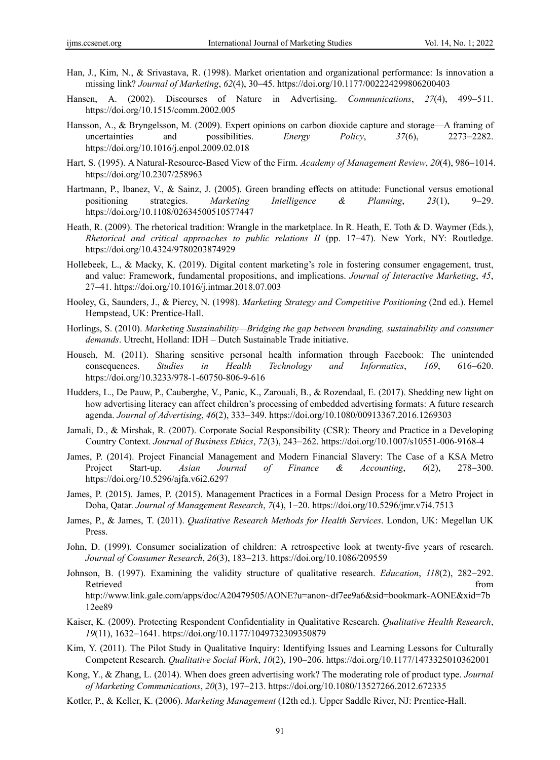Han, J., Kim, N., & Srivastava, R. (1998). Market orientation and organizational performance: Is innovation a missing link? *Journal of Marketing*, *62*(4), 30‒45. https://doi.org/10.1177/002224299806200403

Hansen, A. (2002). Discourses of Nature in Advertising. *Communications*, *27*(4), 499‒511. https://doi.org/10.1515/comm.2002.005

Hansson, A., & Bryngelsson, M. (2009). Expert opinions on carbon dioxide capture and storage—A framing of uncertainties and possibilities. *Energy Policy*, *37*(6), 2273‒2282. https://doi.org/10.1016/j.enpol.2009.02.018

Hart, S. (1995). A Natural-Resource-Based View of the Firm. *Academy of Management Review*, *20*(4), 986‒1014. https://doi.org/10.2307/258963

Hartmann, P., Ibanez, V., & Sainz, J. (2005). Green branding effects on attitude: Functional versus emotional positioning strategies. *Marketing Intelligence & Planning*, *23*(1), 9‒29. https://doi.org/10.1108/02634500510577447

Heath, R. (2009). The rhetorical tradition: Wrangle in the marketplace. In R. Heath, E. Toth & D. Waymer (Eds.), *Rhetorical and critical approaches to public relations II* (pp. 17‒47). New York, NY: Routledge. https://doi.org/10.4324/9780203874929

Hollebeek, L., & Macky, K. (2019). Digital content marketing's role in fostering consumer engagement, trust, and value: Framework, fundamental propositions, and implications. *Journal of Interactive Marketing*, *45*, 27‒41. https://doi.org/10.1016/j.intmar.2018.07.003

Hooley, G., Saunders, J., & Piercy, N. (1998). *Marketing Strategy and Competitive Positioning* (2nd ed.). Hemel Hempstead, UK: Prentice-Hall.

Horlings, S. (2010). *Marketing Sustainability—Bridging the gap between branding, sustainability and consumer demands*. Utrecht, Holland: IDH – Dutch Sustainable Trade initiative.

Househ, M. (2011). Sharing sensitive personal health information through Facebook: The unintended consequences. *Studies in Health Technology and Informatics*, *169*, 616‒620. https://doi.org/10.3233/978-1-60750-806-9-616

Hudders, L., De Pauw, P., Cauberghe, V., Panic, K., Zarouali, B., & Rozendaal, E. (2017). Shedding new light on how advertising literacy can affect children's processing of embedded advertising formats: A future research agenda. *Journal of Advertising*, *46*(2), 333‒349. https://doi.org/10.1080/00913367.2016.1269303

Jamali, D., & Mirshak, R. (2007). Corporate Social Responsibility (CSR): Theory and Practice in a Developing Country Context. *Journal of Business Ethics*, *72*(3), 243‒262. https://doi.org/10.1007/s10551-006-9168-4

James, P. (2014). Project Financial Management and Modern Financial Slavery: The Case of a KSA Metro Project Start-up. *Asian Journal of Finance & Accounting*, *6*(2), 278‒300. https://doi.org/10.5296/ajfa.v6i2.6297

James, P. (2015). James, P. (2015). Management Practices in a Formal Design Process for a Metro Project in Doha, Qatar. *Journal of Management Research*, *7*(4), 1‒20. https://doi.org/10.5296/jmr.v7i4.7513

James, P., & James, T. (2011). *Qualitative Research Methods for Health Services*. London, UK: Megellan UK Press.

John, D. (1999). Consumer socialization of children: A retrospective look at twenty-five years of research. *Journal of Consumer Research*, *26*(3), 183‒213. https://doi.org/10.1086/209559

Johnson, B. (1997). Examining the validity structure of qualitative research. *Education*, *118*(2), 282‒292. Retrieved from http://www.link.gale.com/apps/doc/A20479505/AONE?u=anon~df7ee9a6&sid=bookmark-AONE&xid=7b12ee89

Kaiser, K. (2009). Protecting Respondent Confidentiality in Qualitative Research. *Qualitative Health Research*, *19*(11), 1632‒1641. https://doi.org/10.1177/1049732309350879

Kim, Y. (2011). The Pilot Study in Qualitative Inquiry: Identifying Issues and Learning Lessons for Culturally Competent Research. *Qualitative Social Work*, *10*(2), 190‒206. https://doi.org/10.1177/1473325010362001

Kong, Y., & Zhang, L. (2014). When does green advertising work? The moderating role of product type. *Journal of Marketing Communications*, *20*(3), 197‒213. https://doi.org/10.1080/13527266.2012.672335

Kotler, P., & Keller, K. (2006). *Marketing Management* (12th ed.). Upper Saddle River, NJ: Prentice-Hall.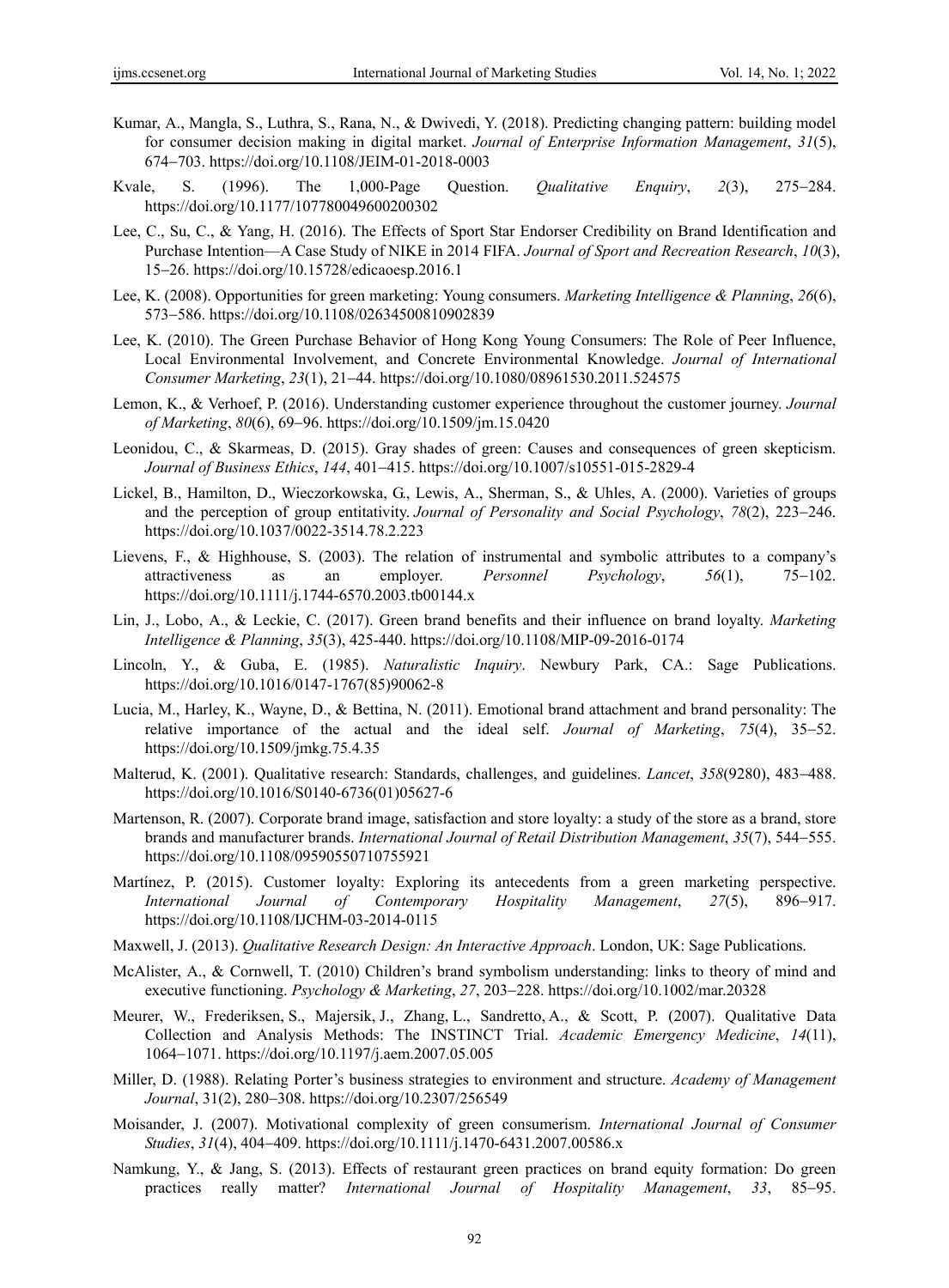Kumar, A., Mangla, S., Luthra, S., Rana, N., & Dwivedi, Y. (2018). Predicting changing pattern: building model for consumer decision making in digital market. *Journal of Enterprise Information Management*, *31*(5), 674–703. https://doi.org/10.1108/JEIM-01-2018-0003

Kvale, S. (1996). The 1,000-Page Question. *Qualitative Enquiry*, *2*(3), 275–284. https://doi.org/10.1177/107780049600200302

Lee, C., Su, C., & Yang, H. (2016). The Effects of Sport Star Endorser Credibility on Brand Identification and Purchase Intention—A Case Study of NIKE in 2014 FIFA. *Journal of Sport and Recreation Research*, *10*(3), 15–26. https://doi.org/10.15728/edicaoesp.2016.1

Lee, K. (2008). Opportunities for green marketing: Young consumers. *Marketing Intelligence & Planning*, *26*(6), 573–586. https://doi.org/10.1108/02634500810902839

Lee, K. (2010). The Green Purchase Behavior of Hong Kong Young Consumers: The Role of Peer Influence, Local Environmental Involvement, and Concrete Environmental Knowledge. *Journal of International Consumer Marketing*, *23*(1), 21–44. https://doi.org/10.1080/08961530.2011.524575

Lemon, K., & Verhoef, P. (2016). Understanding customer experience throughout the customer journey. *Journal of Marketing*, *80*(6), 69–96. https://doi.org/10.1509/jm.15.0420

Leonidou, C., & Skarmeas, D. (2015). Gray shades of green: Causes and consequences of green skepticism. *Journal of Business Ethics*, *144*, 401–415. https://doi.org/10.1007/s10551-015-2829-4

Lickel, B., Hamilton, D., Wieczorkowska, G., Lewis, A., Sherman, S., & Uhles, A. (2000). Varieties of groups and the perception of group entitativity. *Journal of Personality and Social Psychology*, *78*(2), 223–246. https://doi.org/10.1037/0022-3514.78.2.223

Lievens, F., & Highhouse, S. (2003). The relation of instrumental and symbolic attributes to a company's attractiveness as an employer. *Personnel Psychology*, *56*(1), 75–102. https://doi.org/10.1111/j.1744-6570.2003.tb00144.x

Lin, J., Lobo, A., & Leckie, C. (2017). Green brand benefits and their influence on brand loyalty. *Marketing Intelligence & Planning*, *35*(3), 425-440. https://doi.org/10.1108/MIP-09-2016-0174

Lincoln, Y., & Guba, E. (1985). *Naturalistic Inquiry*. Newbury Park, CA.: Sage Publications. https://doi.org/10.1016/0147-1767(85)90062-8

Lucia, M., Harley, K., Wayne, D., & Bettina, N. (2011). Emotional brand attachment and brand personality: The relative importance of the actual and the ideal self. *Journal of Marketing*, *75*(4), 35–52. https://doi.org/10.1509/jmkg.75.4.35

Malterud, K. (2001). Qualitative research: Standards, challenges, and guidelines. *Lancet*, *358*(9280), 483–488. https://doi.org/10.1016/S0140-6736(01)05627-6

Martenson, R. (2007). Corporate brand image, satisfaction and store loyalty: a study of the store as a brand, store brands and manufacturer brands. *International Journal of Retail Distribution Management*, *35*(7), 544–555. https://doi.org/10.1108/09590550710755921

Martínez, P. (2015). Customer loyalty: Exploring its antecedents from a green marketing perspective. *International Journal of Contemporary Hospitality Management*, *27*(5), 896–917. https://doi.org/10.1108/IJCHM-03-2014-0115

Maxwell, J. (2013). *Qualitative Research Design: An Interactive Approach*. London, UK: Sage Publications.

McAlister, A., & Cornwell, T. (2010) Children's brand symbolism understanding: links to theory of mind and executive functioning. *Psychology & Marketing*, *27*, 203–228. https://doi.org/10.1002/mar.20328

Meurer, W., Frederiksen, S., Majersik, J., Zhang, L., Sandretto, A., & Scott, P. (2007). Qualitative Data Collection and Analysis Methods: The INSTINCT Trial. *Academic Emergency Medicine*, *14*(11), 1064–1071. https://doi.org/10.1197/j.aem.2007.05.005

Miller, D. (1988). Relating Porter's business strategies to environment and structure. *Academy of Management Journal*, 31(2), 280–308. https://doi.org/10.2307/256549

Moisander, J. (2007). Motivational complexity of green consumerism. *International Journal of Consumer Studies*, *31*(4), 404–409. https://doi.org/10.1111/j.1470-6431.2007.00586.x

Namkung, Y., & Jang, S. (2013). Effects of restaurant green practices on brand equity formation: Do green practices really matter? *International Journal of Hospitality Management*, *33*, 85–95.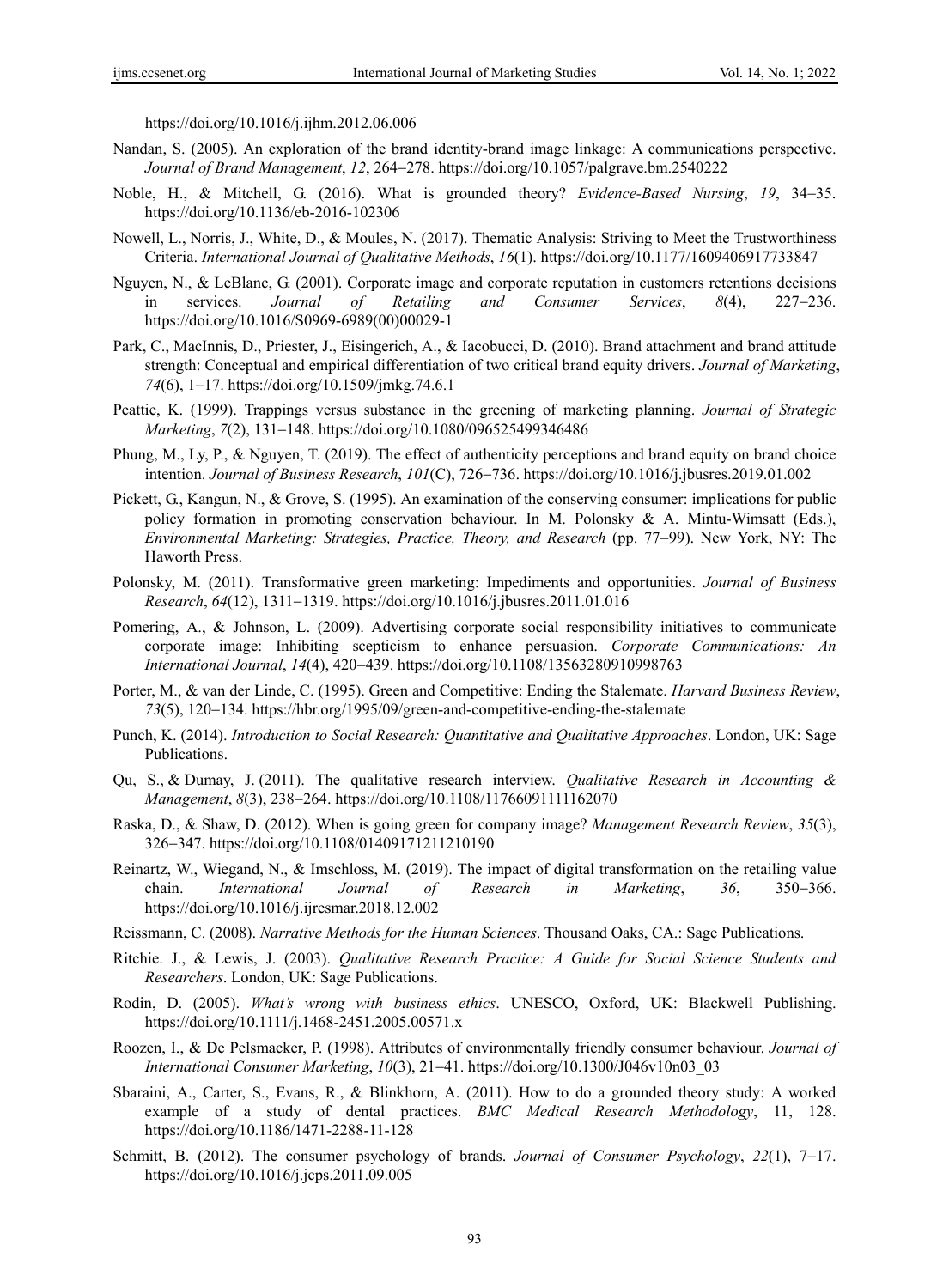https://doi.org/10.1016/j.ijhm.2012.06.006

Nandan, S. (2005). An exploration of the brand identity-brand image linkage: A communications perspective. *Journal of Brand Management*, *12*, 264–278. https://doi.org/10.1057/palgrave.bm.2540222

Noble, H., & Mitchell, G. (2016). What is grounded theory? *Evidence-Based Nursing*, *19*, 34–35. https://doi.org/10.1136/eb-2016-102306

Nowell, L., Norris, J., White, D., & Moules, N. (2017). Thematic Analysis: Striving to Meet the Trustworthiness Criteria. *International Journal of Qualitative Methods*, *16*(1). https://doi.org/10.1177/1609406917733847

Nguyen, N., & LeBlanc, G. (2001). Corporate image and corporate reputation in customers retentions decisions in services. *Journal of Retailing and Consumer Services*, *8*(4), 227–236. https://doi.org/10.1016/S0969-6989(00)00029-1

Park, C., MacInnis, D., Priester, J., Eisingerich, A., & Iacobucci, D. (2010). Brand attachment and brand attitude strength: Conceptual and empirical differentiation of two critical brand equity drivers. *Journal of Marketing*, *74*(6), 1–17. https://doi.org/10.1509/jmkg.74.6.1

Peattie, K. (1999). Trappings versus substance in the greening of marketing planning. *Journal of Strategic Marketing*, *7*(2), 131–148. https://doi.org/10.1080/096525499346486

Phung, M., Ly, P., & Nguyen, T. (2019). The effect of authenticity perceptions and brand equity on brand choice intention. *Journal of Business Research*, *101*(C), 726–736. https://doi.org/10.1016/j.jbusres.2019.01.002

Pickett, G., Kangun, N., & Grove, S. (1995). An examination of the conserving consumer: implications for public policy formation in promoting conservation behaviour. In M. Polonsky & A. Mintu-Wimsatt (Eds.), *Environmental Marketing: Strategies, Practice, Theory, and Research* (pp. 77–99). New York, NY: The Haworth Press.

Polonsky, M. (2011). Transformative green marketing: Impediments and opportunities. *Journal of Business Research*, *64*(12), 1311–1319. https://doi.org/10.1016/j.jbusres.2011.01.016

Pomering, A., & Johnson, L. (2009). Advertising corporate social responsibility initiatives to communicate corporate image: Inhibiting scepticism to enhance persuasion. *Corporate Communications: An International Journal*, *14*(4), 420–439. https://doi.org/10.1108/13563280910998763

Porter, M., & van der Linde, C. (1995). Green and Competitive: Ending the Stalemate. *Harvard Business Review*, *73*(5), 120–134. https://hbr.org/1995/09/green-and-competitive-ending-the-stalemate

Punch, K. (2014). *Introduction to Social Research: Quantitative and Qualitative Approaches*. London, UK: Sage Publications.

Qu, S., & Dumay, J. (2011). The qualitative research interview. *Qualitative Research in Accounting & Management*, *8*(3), 238–264. https://doi.org/10.1108/11766091111162070

Raska, D., & Shaw, D. (2012). When is going green for company image? *Management Research Review*, *35*(3), 326–347. https://doi.org/10.1108/01409171211210190

Reinartz, W., Wiegand, N., & Imschloss, M. (2019). The impact of digital transformation on the retailing value chain. *International Journal of Research in Marketing*, *36*, 350–366. https://doi.org/10.1016/j.ijresmar.2018.12.002

Reissmann, C. (2008). *Narrative Methods for the Human Sciences*. Thousand Oaks, CA.: Sage Publications.

Ritchie. J., & Lewis, J. (2003). *Qualitative Research Practice: A Guide for Social Science Students and Researchers*. London, UK: Sage Publications.

Rodin, D. (2005). *What's wrong with business ethics*. UNESCO, Oxford, UK: Blackwell Publishing. https://doi.org/10.1111/j.1468-2451.2005.00571.x

Roozen, I., & De Pelsmacker, P. (1998). Attributes of environmentally friendly consumer behaviour. *Journal of International Consumer Marketing*, *10*(3), 21–41. https://doi.org/10.1300/J046v10n03_03

Sbaraini, A., Carter, S., Evans, R., & Blinkhorn, A. (2011). How to do a grounded theory study: A worked example of a study of dental practices. *BMC Medical Research Methodology*, 11, 128. https://doi.org/10.1186/1471-2288-11-128

Schmitt, B. (2012). The consumer psychology of brands. *Journal of Consumer Psychology*, *22*(1), 7–17. https://doi.org/10.1016/j.jcps.2011.09.005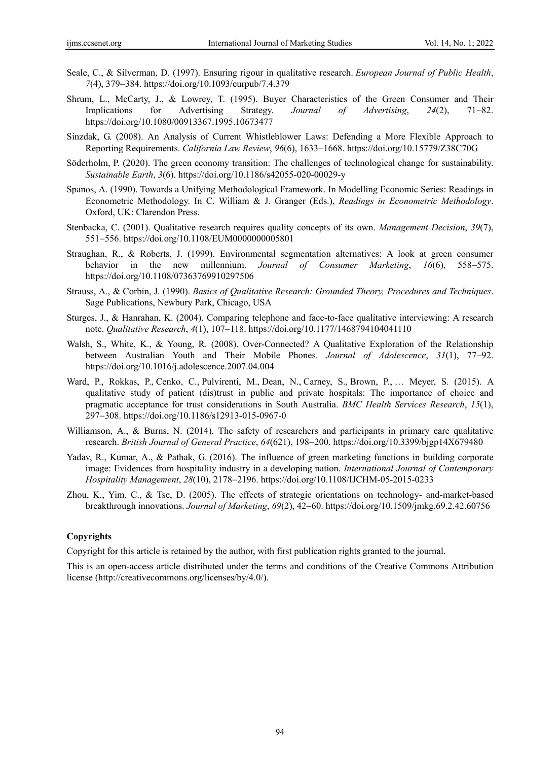Seale, C., & Silverman, D. (1997). Ensuring rigour in qualitative research. *European Journal of Public Health*, *7*(4), 379–384. https://doi.org/10.1093/eurpub/7.4.379

Shrum, L., McCarty, J., & Lowrey, T. (1995). Buyer Characteristics of the Green Consumer and Their Implications for Advertising Strategy. *Journal of Advertising*, *24*(2), 71–82. https://doi.org/10.1080/00913367.1995.10673477

Sinzdak, G. (2008). An Analysis of Current Whistleblower Laws: Defending a More Flexible Approach to Reporting Requirements. *California Law Review*, *96*(6), 1633–1668. https://doi.org/10.15779/Z38C70G

Söderholm, P. (2020). The green economy transition: The challenges of technological change for sustainability. *Sustainable Earth*, *3*(6). https://doi.org/10.1186/s42055-020-00029-y

Spanos, A. (1990). Towards a Unifying Methodological Framework. In Modelling Economic Series: Readings in Econometric Methodology. In C. William & J. Granger (Eds.), *Readings in Econometric Methodology*. Oxford, UK: Clarendon Press.

Stenbacka, C. (2001). Qualitative research requires quality concepts of its own. *Management Decision*, *39*(7), 551–556. https://doi.org/10.1108/EUM0000000005801

Straughan, R., & Roberts, J. (1999). Environmental segmentation alternatives: A look at green consumer behavior in the new millennium. *Journal of Consumer Marketing*, *16*(6), 558–575. https://doi.org/10.1108/07363769910297506

Strauss, A., & Corbin, J. (1990). *Basics of Qualitative Research: Grounded Theory, Procedures and Techniques*. Sage Publications, Newbury Park, Chicago, USA

Sturges, J., & Hanrahan, K. (2004). Comparing telephone and face-to-face qualitative interviewing: A research note. *Qualitative Research*, *4*(1), 107–118. https://doi.org/10.1177/1468794104041110

Walsh, S., White, K., & Young, R. (2008). Over-Connected? A Qualitative Exploration of the Relationship between Australian Youth and Their Mobile Phones. *Journal of Adolescence*, *31*(1), 77–92. https://doi.org/10.1016/j.adolescence.2007.04.004

Ward, P., Rokkas, P., Cenko, C., Pulvirenti, M., Dean, N., Carney, S., Brown, P., … Meyer, S. (2015). A qualitative study of patient (dis)trust in public and private hospitals: The importance of choice and pragmatic acceptance for trust considerations in South Australia. *BMC Health Services Research*, *15*(1), 297–308. https://doi.org/10.1186/s12913-015-0967-0

Williamson, A., & Burns, N. (2014). The safety of researchers and participants in primary care qualitative research. *British Journal of General Practice*, *64*(621), 198–200. https://doi.org/10.3399/bjgp14X679480

Yadav, R., Kumar, A., & Pathak, G. (2016). The influence of green marketing functions in building corporate image: Evidences from hospitality industry in a developing nation. *International Journal of Contemporary Hospitality Management*, *28*(10), 2178–2196. https://doi.org/10.1108/IJCHM-05-2015-0233

Zhou, K., Yim, C., & Tse, D. (2005). The effects of strategic orientations on technology- and-market-based breakthrough innovations. *Journal of Marketing*, *69*(2), 42–60. https://doi.org/10.1509/jmkg.69.2.42.60756

**Copyrights**

Copyright for this article is retained by the author, with first publication rights granted to the journal.

This is an open-access article distributed under the terms and conditions of the Creative Commons Attribution license (http://creativecommons.org/licenses/by/4.0/).